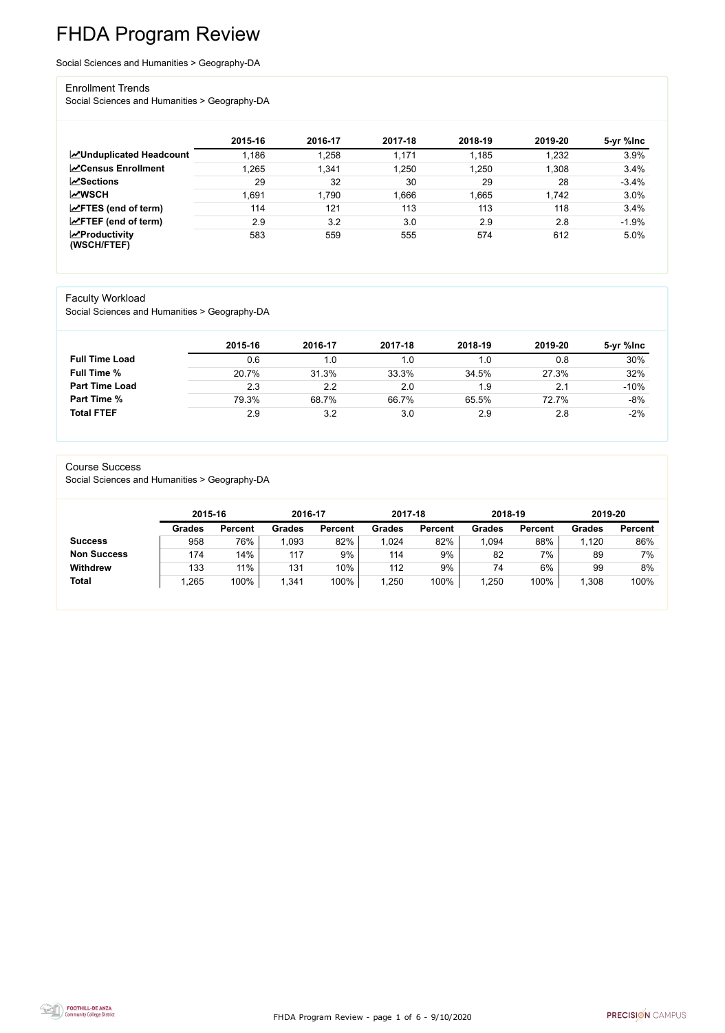# FHDA Program Review

Social Sciences and Humanities > Geography-DA

## Enrollment Trends

Social Sciences and Humanities > Geography-DA

| | 2015-16 | 2016-17 | 2017-18 | 2018-19 | 2019-20 | 5-yr %Inc |
|---|---|---|---|---|---|---|
| **Unduplicated Headcount** | 1,186 | 1,258 | 1,171 | 1,185 | 1,232 | 3.9% |
| **Census Enrollment** | 1,265 | 1,341 | 1,250 | 1,250 | 1,308 | 3.4% |
| **Sections** | 29 | 32 | 30 | 29 | 28 | -3.4% |
| **WSCH** | 1,691 | 1,790 | 1,666 | 1,665 | 1,742 | 3.0% |
| **FTES (end of term)** | 114 | 121 | 113 | 113 | 118 | 3.4% |
| **FTEF (end of term)** | 2.9 | 3.2 | 3.0 | 2.9 | 2.8 | -1.9% |
| **Productivity (WSCH/FTEF)** | 583 | 559 | 555 | 574 | 612 | 5.0% |

## Faculty Workload

Social Sciences and Humanities > Geography-DA

| | 2015-16 | 2016-17 | 2017-18 | 2018-19 | 2019-20 | 5-yr %Inc |
|---|---|---|---|---|---|---|
| **Full Time Load** | 0.6 | 1.0 | 1.0 | 1.0 | 0.8 | 30% |
| **Full Time %** | 20.7% | 31.3% | 33.3% | 34.5% | 27.3% | 32% |
| **Part Time Load** | 2.3 | 2.2 | 2.0 | 1.9 | 2.1 | -10% |
| **Part Time %** | 79.3% | 68.7% | 66.7% | 65.5% | 72.7% | -8% |
| **Total FTEF** | 2.9 | 3.2 | 3.0 | 2.9 | 2.8 | -2% |

## Course Success

Social Sciences and Humanities > Geography-DA

| | 2015-16 | | 2016-17 | | 2017-18 | | 2018-19 | | 2019-20 | |
|---|---|---|---|---|---|---|---|---|---|---|
| | **Grades** | **Percent** | **Grades** | **Percent** | **Grades** | **Percent** | **Grades** | **Percent** | **Grades** | **Percent** |
| **Success** | 958 | 76% | 1,093 | 82% | 1,024 | 82% | 1,094 | 88% | 1,120 | 86% |
| **Non Success** | 174 | 14% | 117 | 9% | 114 | 9% | 82 | 7% | 89 | 7% |
| **Withdrew** | 133 | 11% | 131 | 10% | 112 | 9% | 74 | 6% | 99 | 8% |
| **Total** | 1,265 | 100% | 1,341 | 100% | 1,250 | 100% | 1,250 | 100% | 1,308 | 100% |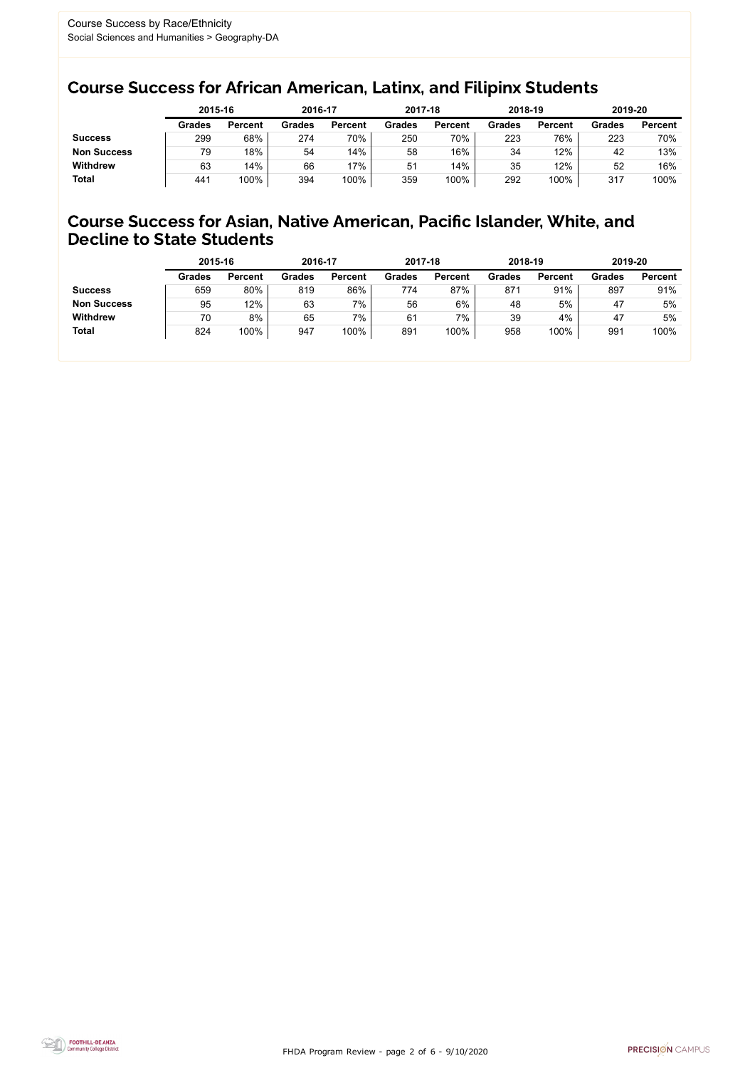Course Success by Race/Ethnicity
Social Sciences and Humanities > Geography-DA

## Course Success for African American, Latinx, and Filipinx Students

| | 2015-16 | | 2016-17 | | 2017-18 | | 2018-19 | | 2019-20 | |
|---|---|---|---|---|---|---|---|---|---|---|
| | Grades | Percent | Grades | Percent | Grades | Percent | Grades | Percent | Grades | Percent |
| **Success** | 299 | 68% | 274 | 70% | 250 | 70% | 223 | 76% | 223 | 70% |
| **Non Success** | 79 | 18% | 54 | 14% | 58 | 16% | 34 | 12% | 42 | 13% |
| **Withdrew** | 63 | 14% | 66 | 17% | 51 | 14% | 35 | 12% | 52 | 16% |
| **Total** | 441 | 100% | 394 | 100% | 359 | 100% | 292 | 100% | 317 | 100% |

## Course Success for Asian, Native American, Pacific Islander, White, and Decline to State Students

| | 2015-16 | | 2016-17 | | 2017-18 | | 2018-19 | | 2019-20 | |
|---|---|---|---|---|---|---|---|---|---|---|
| | Grades | Percent | Grades | Percent | Grades | Percent | Grades | Percent | Grades | Percent |
| **Success** | 659 | 80% | 819 | 86% | 774 | 87% | 871 | 91% | 897 | 91% |
| **Non Success** | 95 | 12% | 63 | 7% | 56 | 6% | 48 | 5% | 47 | 5% |
| **Withdrew** | 70 | 8% | 65 | 7% | 61 | 7% | 39 | 4% | 47 | 5% |
| **Total** | 824 | 100% | 947 | 100% | 891 | 100% | 958 | 100% | 991 | 100% |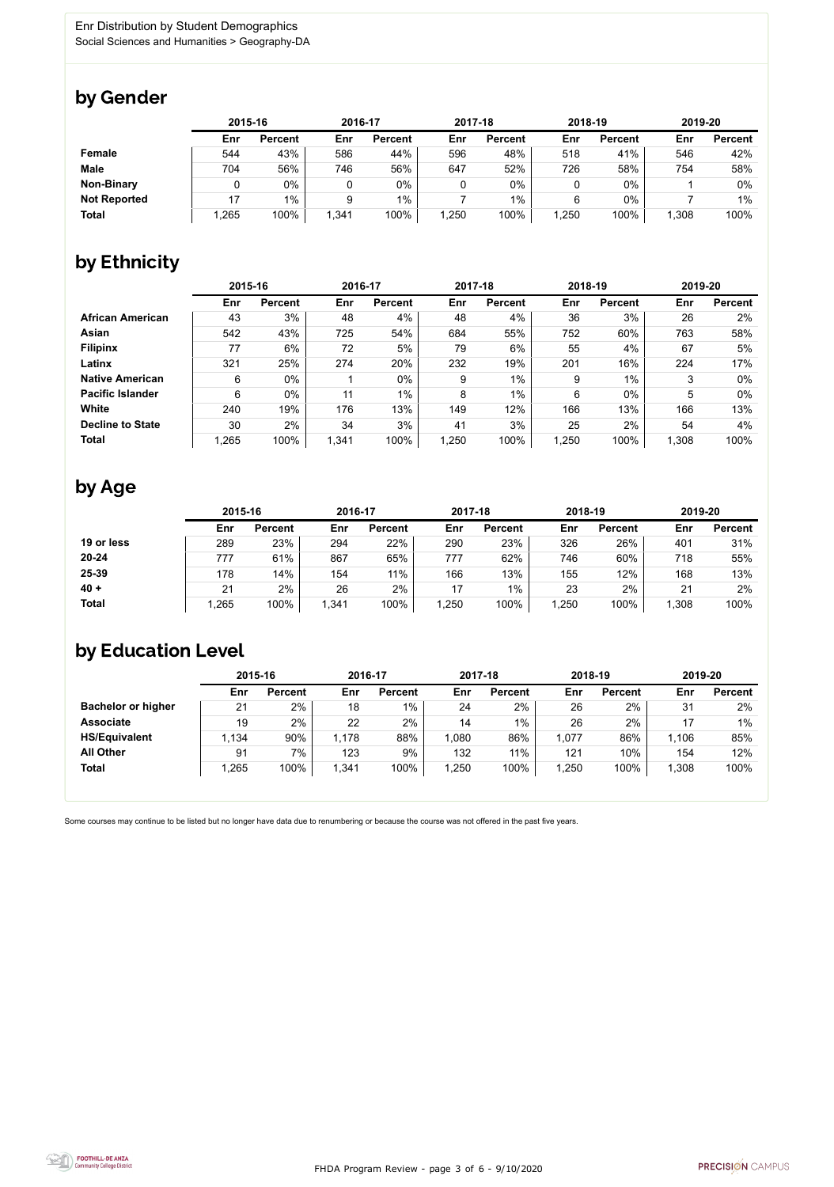Enr Distribution by Student Demographics
Social Sciences and Humanities > Geography-DA

## by Gender

| | 2015-16 | | 2016-17 | | 2017-18 | | 2018-19 | | 2019-20 | |
|---|---|---|---|---|---|---|---|---|---|---|
| | Enr | Percent | Enr | Percent | Enr | Percent | Enr | Percent | Enr | Percent |
| **Female** | 544 | 43% | 586 | 44% | 596 | 48% | 518 | 41% | 546 | 42% |
| **Male** | 704 | 56% | 746 | 56% | 647 | 52% | 726 | 58% | 754 | 58% |
| **Non-Binary** | 0 | 0% | 0 | 0% | 0 | 0% | 0 | 0% | 1 | 0% |
| **Not Reported** | 17 | 1% | 9 | 1% | 7 | 1% | 6 | 0% | 7 | 1% |
| **Total** | 1,265 | 100% | 1,341 | 100% | 1,250 | 100% | 1,250 | 100% | 1,308 | 100% |

## by Ethnicity

| | 2015-16 | | 2016-17 | | 2017-18 | | 2018-19 | | 2019-20 | |
|---|---|---|---|---|---|---|---|---|---|---|
| | Enr | Percent | Enr | Percent | Enr | Percent | Enr | Percent | Enr | Percent |
| **African American** | 43 | 3% | 48 | 4% | 48 | 4% | 36 | 3% | 26 | 2% |
| **Asian** | 542 | 43% | 725 | 54% | 684 | 55% | 752 | 60% | 763 | 58% |
| **Filipinx** | 77 | 6% | 72 | 5% | 79 | 6% | 55 | 4% | 67 | 5% |
| **Latinx** | 321 | 25% | 274 | 20% | 232 | 19% | 201 | 16% | 224 | 17% |
| **Native American** | 6 | 0% | 1 | 0% | 9 | 1% | 9 | 1% | 3 | 0% |
| **Pacific Islander** | 6 | 0% | 11 | 1% | 8 | 1% | 6 | 0% | 5 | 0% |
| **White** | 240 | 19% | 176 | 13% | 149 | 12% | 166 | 13% | 166 | 13% |
| **Decline to State** | 30 | 2% | 34 | 3% | 41 | 3% | 25 | 2% | 54 | 4% |
| **Total** | 1,265 | 100% | 1,341 | 100% | 1,250 | 100% | 1,250 | 100% | 1,308 | 100% |

## by Age

| | 2015-16 | | 2016-17 | | 2017-18 | | 2018-19 | | 2019-20 | |
|---|---|---|---|---|---|---|---|---|---|---|
| | Enr | Percent | Enr | Percent | Enr | Percent | Enr | Percent | Enr | Percent |
| **19 or less** | 289 | 23% | 294 | 22% | 290 | 23% | 326 | 26% | 401 | 31% |
| **20-24** | 777 | 61% | 867 | 65% | 777 | 62% | 746 | 60% | 718 | 55% |
| **25-39** | 178 | 14% | 154 | 11% | 166 | 13% | 155 | 12% | 168 | 13% |
| **40 +** | 21 | 2% | 26 | 2% | 17 | 1% | 23 | 2% | 21 | 2% |
| **Total** | 1,265 | 100% | 1,341 | 100% | 1,250 | 100% | 1,250 | 100% | 1,308 | 100% |

## by Education Level

| | 2015-16 | | 2016-17 | | 2017-18 | | 2018-19 | | 2019-20 | |
|---|---|---|---|---|---|---|---|---|---|---|
| | Enr | Percent | Enr | Percent | Enr | Percent | Enr | Percent | Enr | Percent |
| **Bachelor or higher** | 21 | 2% | 18 | 1% | 24 | 2% | 26 | 2% | 31 | 2% |
| **Associate** | 19 | 2% | 22 | 2% | 14 | 1% | 26 | 2% | 17 | 1% |
| **HS/Equivalent** | 1,134 | 90% | 1,178 | 88% | 1,080 | 86% | 1,077 | 86% | 1,106 | 85% |
| **All Other** | 91 | 7% | 123 | 9% | 132 | 11% | 121 | 10% | 154 | 12% |
| **Total** | 1,265 | 100% | 1,341 | 100% | 1,250 | 100% | 1,250 | 100% | 1,308 | 100% |

Some courses may continue to be listed but no longer have data due to renumbering or because the course was not offered in the past five years.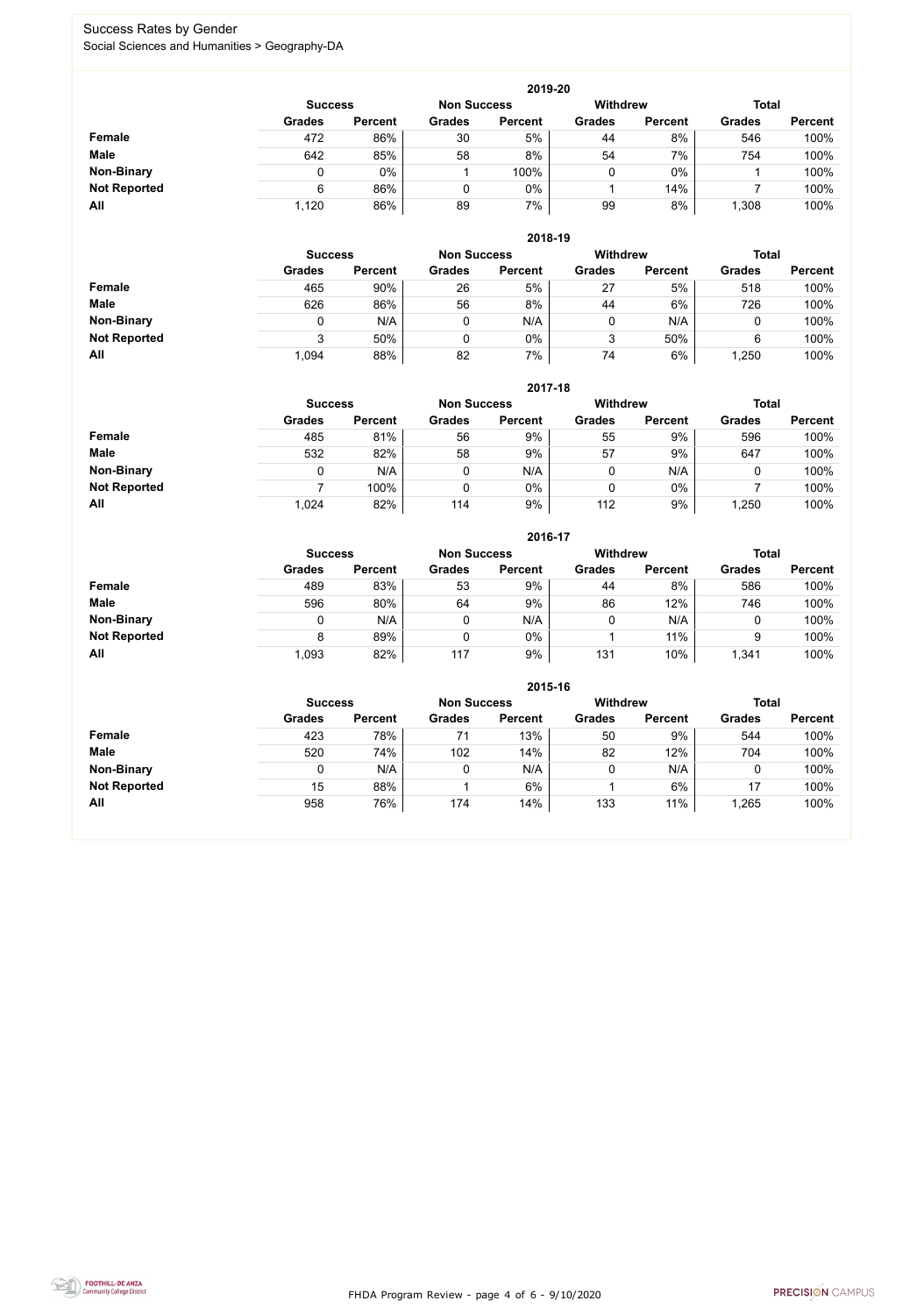## Success Rates by Gender

Social Sciences and Humanities > Geography-DA

### 2019-20

| | Success | | Non Success | | Withdrew | | Total | |
|---|---|---|---|---|---|---|---|---|
| | Grades | Percent | Grades | Percent | Grades | Percent | Grades | Percent |
| **Female** | 472 | 86% | 30 | 5% | 44 | 8% | 546 | 100% |
| **Male** | 642 | 85% | 58 | 8% | 54 | 7% | 754 | 100% |
| **Non-Binary** | 0 | 0% | 1 | 100% | 0 | 0% | 1 | 100% |
| **Not Reported** | 6 | 86% | 0 | 0% | 1 | 14% | 7 | 100% |
| **All** | 1,120 | 86% | 89 | 7% | 99 | 8% | 1,308 | 100% |

### 2018-19

| | Success | | Non Success | | Withdrew | | Total | |
|---|---|---|---|---|---|---|---|---|
| | Grades | Percent | Grades | Percent | Grades | Percent | Grades | Percent |
| **Female** | 465 | 90% | 26 | 5% | 27 | 5% | 518 | 100% |
| **Male** | 626 | 86% | 56 | 8% | 44 | 6% | 726 | 100% |
| **Non-Binary** | 0 | N/A | 0 | N/A | 0 | N/A | 0 | 100% |
| **Not Reported** | 3 | 50% | 0 | 0% | 3 | 50% | 6 | 100% |
| **All** | 1,094 | 88% | 82 | 7% | 74 | 6% | 1,250 | 100% |

### 2017-18

| | Success | | Non Success | | Withdrew | | Total | |
|---|---|---|---|---|---|---|---|---|
| | Grades | Percent | Grades | Percent | Grades | Percent | Grades | Percent |
| **Female** | 485 | 81% | 56 | 9% | 55 | 9% | 596 | 100% |
| **Male** | 532 | 82% | 58 | 9% | 57 | 9% | 647 | 100% |
| **Non-Binary** | 0 | N/A | 0 | N/A | 0 | N/A | 0 | 100% |
| **Not Reported** | 7 | 100% | 0 | 0% | 0 | 0% | 7 | 100% |
| **All** | 1,024 | 82% | 114 | 9% | 112 | 9% | 1,250 | 100% |

### 2016-17

| | Success | | Non Success | | Withdrew | | Total | |
|---|---|---|---|---|---|---|---|---|
| | Grades | Percent | Grades | Percent | Grades | Percent | Grades | Percent |
| **Female** | 489 | 83% | 53 | 9% | 44 | 8% | 586 | 100% |
| **Male** | 596 | 80% | 64 | 9% | 86 | 12% | 746 | 100% |
| **Non-Binary** | 0 | N/A | 0 | N/A | 0 | N/A | 0 | 100% |
| **Not Reported** | 8 | 89% | 0 | 0% | 1 | 11% | 9 | 100% |
| **All** | 1,093 | 82% | 117 | 9% | 131 | 10% | 1,341 | 100% |

### 2015-16

| | Success | | Non Success | | Withdrew | | Total | |
|---|---|---|---|---|---|---|---|---|
| | Grades | Percent | Grades | Percent | Grades | Percent | Grades | Percent |
| **Female** | 423 | 78% | 71 | 13% | 50 | 9% | 544 | 100% |
| **Male** | 520 | 74% | 102 | 14% | 82 | 12% | 704 | 100% |
| **Non-Binary** | 0 | N/A | 0 | N/A | 0 | N/A | 0 | 100% |
| **Not Reported** | 15 | 88% | 1 | 6% | 1 | 6% | 17 | 100% |
| **All** | 958 | 76% | 174 | 14% | 133 | 11% | 1,265 | 100% |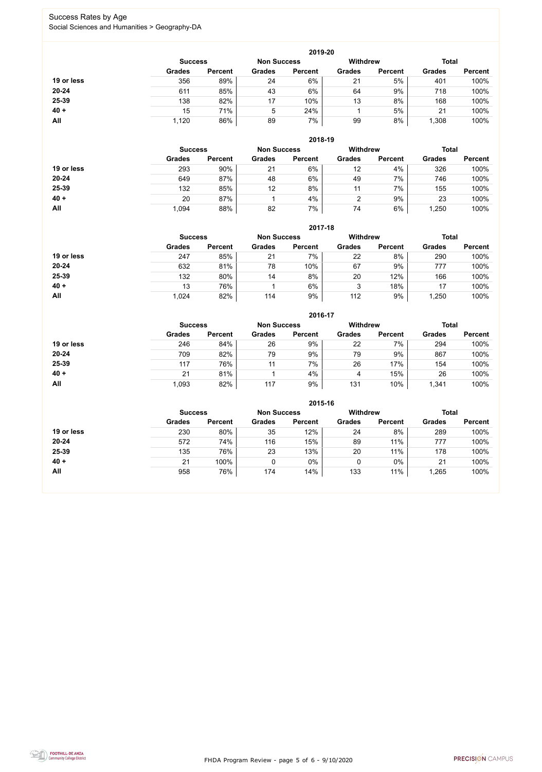# Success Rates by Age

Social Sciences and Humanities > Geography-DA

### 2019-20

| | Success | | Non Success | | Withdrew | | Total | |
|---|---|---|---|---|---|---|---|---|
| | Grades | Percent | Grades | Percent | Grades | Percent | Grades | Percent |
| **19 or less** | 356 | 89% | 24 | 6% | 21 | 5% | 401 | 100% |
| **20-24** | 611 | 85% | 43 | 6% | 64 | 9% | 718 | 100% |
| **25-39** | 138 | 82% | 17 | 10% | 13 | 8% | 168 | 100% |
| **40 +** | 15 | 71% | 5 | 24% | 1 | 5% | 21 | 100% |
| **All** | 1,120 | 86% | 89 | 7% | 99 | 8% | 1,308 | 100% |

### 2018-19

| | Success | | Non Success | | Withdrew | | Total | |
|---|---|---|---|---|---|---|---|---|
| | Grades | Percent | Grades | Percent | Grades | Percent | Grades | Percent |
| **19 or less** | 293 | 90% | 21 | 6% | 12 | 4% | 326 | 100% |
| **20-24** | 649 | 87% | 48 | 6% | 49 | 7% | 746 | 100% |
| **25-39** | 132 | 85% | 12 | 8% | 11 | 7% | 155 | 100% |
| **40 +** | 20 | 87% | 1 | 4% | 2 | 9% | 23 | 100% |
| **All** | 1,094 | 88% | 82 | 7% | 74 | 6% | 1,250 | 100% |

### 2017-18

| | Success | | Non Success | | Withdrew | | Total | |
|---|---|---|---|---|---|---|---|---|
| | Grades | Percent | Grades | Percent | Grades | Percent | Grades | Percent |
| **19 or less** | 247 | 85% | 21 | 7% | 22 | 8% | 290 | 100% |
| **20-24** | 632 | 81% | 78 | 10% | 67 | 9% | 777 | 100% |
| **25-39** | 132 | 80% | 14 | 8% | 20 | 12% | 166 | 100% |
| **40 +** | 13 | 76% | 1 | 6% | 3 | 18% | 17 | 100% |
| **All** | 1,024 | 82% | 114 | 9% | 112 | 9% | 1,250 | 100% |

### 2016-17

| | Success | | Non Success | | Withdrew | | Total | |
|---|---|---|---|---|---|---|---|---|
| | Grades | Percent | Grades | Percent | Grades | Percent | Grades | Percent |
| **19 or less** | 246 | 84% | 26 | 9% | 22 | 7% | 294 | 100% |
| **20-24** | 709 | 82% | 79 | 9% | 79 | 9% | 867 | 100% |
| **25-39** | 117 | 76% | 11 | 7% | 26 | 17% | 154 | 100% |
| **40 +** | 21 | 81% | 1 | 4% | 4 | 15% | 26 | 100% |
| **All** | 1,093 | 82% | 117 | 9% | 131 | 10% | 1,341 | 100% |

### 2015-16

| | Success | | Non Success | | Withdrew | | Total | |
|---|---|---|---|---|---|---|---|---|
| | Grades | Percent | Grades | Percent | Grades | Percent | Grades | Percent |
| **19 or less** | 230 | 80% | 35 | 12% | 24 | 8% | 289 | 100% |
| **20-24** | 572 | 74% | 116 | 15% | 89 | 11% | 777 | 100% |
| **25-39** | 135 | 76% | 23 | 13% | 20 | 11% | 178 | 100% |
| **40 +** | 21 | 100% | 0 | 0% | 0 | 0% | 21 | 100% |
| **All** | 958 | 76% | 174 | 14% | 133 | 11% | 1,265 | 100% |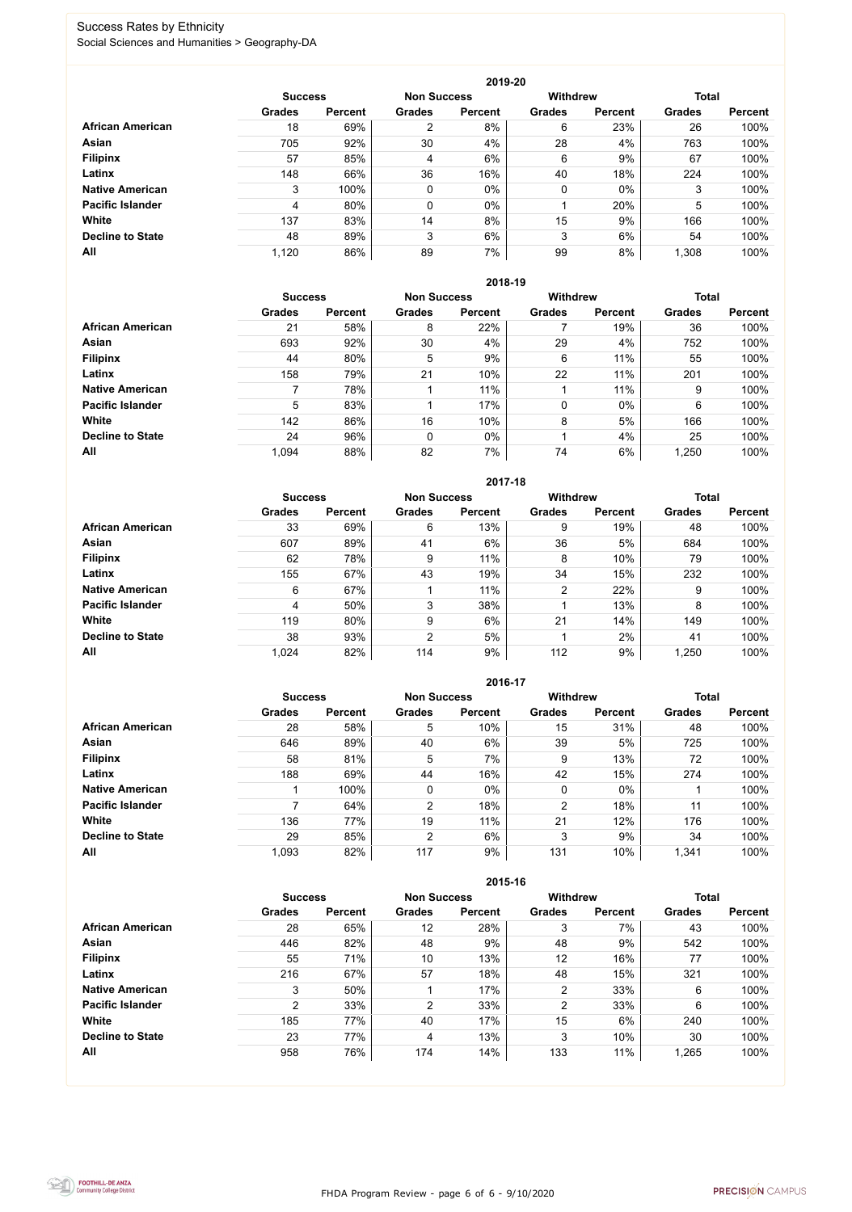# Success Rates by Ethnicity

Social Sciences and Humanities > Geography-DA

## 2019-20

| | Success | | Non Success | | Withdrew | | Total | |
|---|---|---|---|---|---|---|---|---|
| | Grades | Percent | Grades | Percent | Grades | Percent | Grades | Percent |
| **African American** | 18 | 69% | 2 | 8% | 6 | 23% | 26 | 100% |
| **Asian** | 705 | 92% | 30 | 4% | 28 | 4% | 763 | 100% |
| **Filipinx** | 57 | 85% | 4 | 6% | 6 | 9% | 67 | 100% |
| **Latinx** | 148 | 66% | 36 | 16% | 40 | 18% | 224 | 100% |
| **Native American** | 3 | 100% | 0 | 0% | 0 | 0% | 3 | 100% |
| **Pacific Islander** | 4 | 80% | 0 | 0% | 1 | 20% | 5 | 100% |
| **White** | 137 | 83% | 14 | 8% | 15 | 9% | 166 | 100% |
| **Decline to State** | 48 | 89% | 3 | 6% | 3 | 6% | 54 | 100% |
| **All** | 1,120 | 86% | 89 | 7% | 99 | 8% | 1,308 | 100% |

## 2018-19

| | Success | | Non Success | | Withdrew | | Total | |
|---|---|---|---|---|---|---|---|---|
| | Grades | Percent | Grades | Percent | Grades | Percent | Grades | Percent |
| **African American** | 21 | 58% | 8 | 22% | 7 | 19% | 36 | 100% |
| **Asian** | 693 | 92% | 30 | 4% | 29 | 4% | 752 | 100% |
| **Filipinx** | 44 | 80% | 5 | 9% | 6 | 11% | 55 | 100% |
| **Latinx** | 158 | 79% | 21 | 10% | 22 | 11% | 201 | 100% |
| **Native American** | 7 | 78% | 1 | 11% | 1 | 11% | 9 | 100% |
| **Pacific Islander** | 5 | 83% | 1 | 17% | 0 | 0% | 6 | 100% |
| **White** | 142 | 86% | 16 | 10% | 8 | 5% | 166 | 100% |
| **Decline to State** | 24 | 96% | 0 | 0% | 1 | 4% | 25 | 100% |
| **All** | 1,094 | 88% | 82 | 7% | 74 | 6% | 1,250 | 100% |

## 2017-18

| | Success | | Non Success | | Withdrew | | Total | |
|---|---|---|---|---|---|---|---|---|
| | Grades | Percent | Grades | Percent | Grades | Percent | Grades | Percent |
| **African American** | 33 | 69% | 6 | 13% | 9 | 19% | 48 | 100% |
| **Asian** | 607 | 89% | 41 | 6% | 36 | 5% | 684 | 100% |
| **Filipinx** | 62 | 78% | 9 | 11% | 8 | 10% | 79 | 100% |
| **Latinx** | 155 | 67% | 43 | 19% | 34 | 15% | 232 | 100% |
| **Native American** | 6 | 67% | 1 | 11% | 2 | 22% | 9 | 100% |
| **Pacific Islander** | 4 | 50% | 3 | 38% | 1 | 13% | 8 | 100% |
| **White** | 119 | 80% | 9 | 6% | 21 | 14% | 149 | 100% |
| **Decline to State** | 38 | 93% | 2 | 5% | 1 | 2% | 41 | 100% |
| **All** | 1,024 | 82% | 114 | 9% | 112 | 9% | 1,250 | 100% |

## 2016-17

| | Success | | Non Success | | Withdrew | | Total | |
|---|---|---|---|---|---|---|---|---|
| | Grades | Percent | Grades | Percent | Grades | Percent | Grades | Percent |
| **African American** | 28 | 58% | 5 | 10% | 15 | 31% | 48 | 100% |
| **Asian** | 646 | 89% | 40 | 6% | 39 | 5% | 725 | 100% |
| **Filipinx** | 58 | 81% | 5 | 7% | 9 | 13% | 72 | 100% |
| **Latinx** | 188 | 69% | 44 | 16% | 42 | 15% | 274 | 100% |
| **Native American** | 1 | 100% | 0 | 0% | 0 | 0% | 1 | 100% |
| **Pacific Islander** | 7 | 64% | 2 | 18% | 2 | 18% | 11 | 100% |
| **White** | 136 | 77% | 19 | 11% | 21 | 12% | 176 | 100% |
| **Decline to State** | 29 | 85% | 2 | 6% | 3 | 9% | 34 | 100% |
| **All** | 1,093 | 82% | 117 | 9% | 131 | 10% | 1,341 | 100% |

## 2015-16

| | Success | | Non Success | | Withdrew | | Total | |
|---|---|---|---|---|---|---|---|---|
| | Grades | Percent | Grades | Percent | Grades | Percent | Grades | Percent |
| **African American** | 28 | 65% | 12 | 28% | 3 | 7% | 43 | 100% |
| **Asian** | 446 | 82% | 48 | 9% | 48 | 9% | 542 | 100% |
| **Filipinx** | 55 | 71% | 10 | 13% | 12 | 16% | 77 | 100% |
| **Latinx** | 216 | 67% | 57 | 18% | 48 | 15% | 321 | 100% |
| **Native American** | 3 | 50% | 1 | 17% | 2 | 33% | 6 | 100% |
| **Pacific Islander** | 2 | 33% | 2 | 33% | 2 | 33% | 6 | 100% |
| **White** | 185 | 77% | 40 | 17% | 15 | 6% | 240 | 100% |
| **Decline to State** | 23 | 77% | 4 | 13% | 3 | 10% | 30 | 100% |
| **All** | 958 | 76% | 174 | 14% | 133 | 11% | 1,265 | 100% |